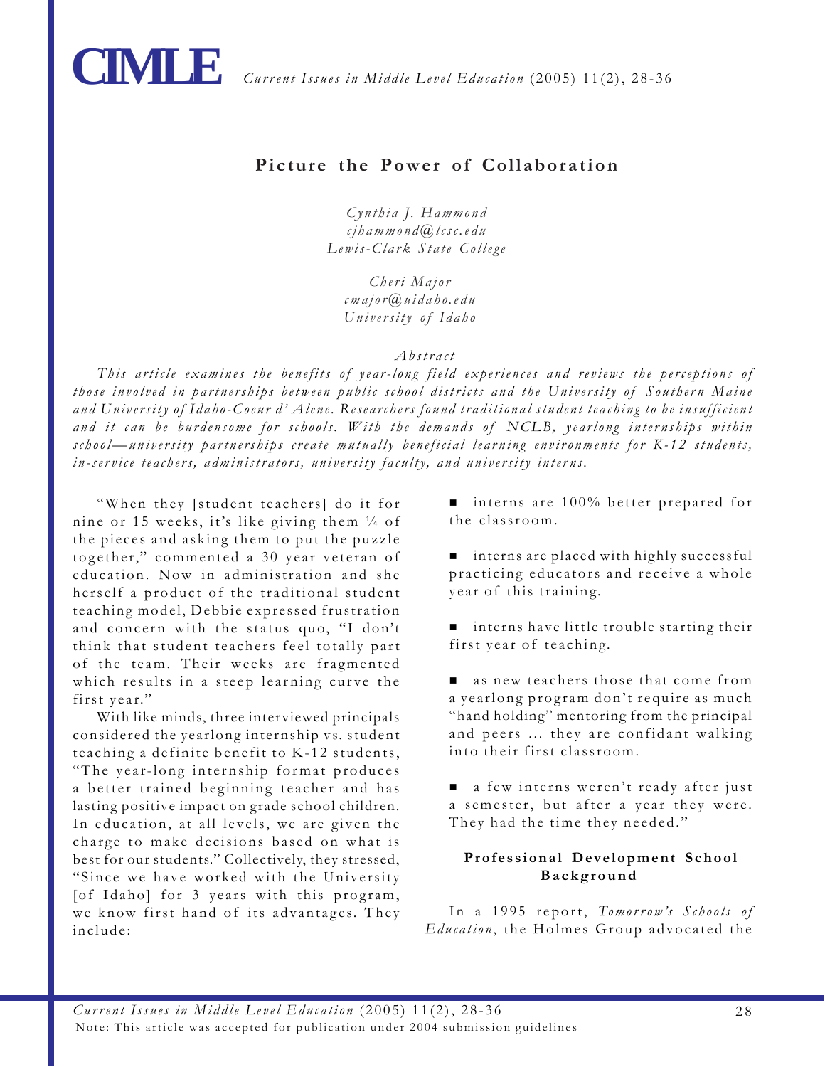# Picture the Power of Collaboration

*Cynthia J. Hammond*
*cjhammond@lcsc.edu*
*Lewis-Clark State College*

*Cheri Major*
*cmajor@uidaho.edu*
*University of Idaho*

*Abstract*

*This article examines the benefits of year-long field experiences and reviews the perceptions of those involved in partnerships between public school districts and the University of Southern Maine and University of Idaho-Coeur d' Alene. Researchers found traditional student teaching to be insufficient and it can be burdensome for schools. With the demands of NCLB, yearlong internships within school—university partnerships create mutually beneficial learning environments for K-12 students, in-service teachers, administrators, university faculty, and university interns.*

"When they [student teachers] do it for nine or 15 weeks, it's like giving them ¼ of the pieces and asking them to put the puzzle together," commented a 30 year veteran of education. Now in administration and she herself a product of the traditional student teaching model, Debbie expressed frustration and concern with the status quo, "I don't think that student teachers feel totally part of the team. Their weeks are fragmented which results in a steep learning curve the first year."

With like minds, three interviewed principals considered the yearlong internship vs. student teaching a definite benefit to K-12 students, "The year-long internship format produces a better trained beginning teacher and has lasting positive impact on grade school children. In education, at all levels, we are given the charge to make decisions based on what is best for our students." Collectively, they stressed, "Since we have worked with the University [of Idaho] for 3 years with this program, we know first hand of its advantages. They include:

- interns are 100% better prepared for the classroom.
- interns are placed with highly successful practicing educators and receive a whole year of this training.
- interns have little trouble starting their first year of teaching.
- as new teachers those that come from a yearlong program don't require as much "hand holding" mentoring from the principal and peers ... they are confidant walking into their first classroom.
- a few interns weren't ready after just a semester, but after a year they were. They had the time they needed."

## Professional Development School Background

In a 1995 report, *Tomorrow's Schools of Education*, the Holmes Group advocated the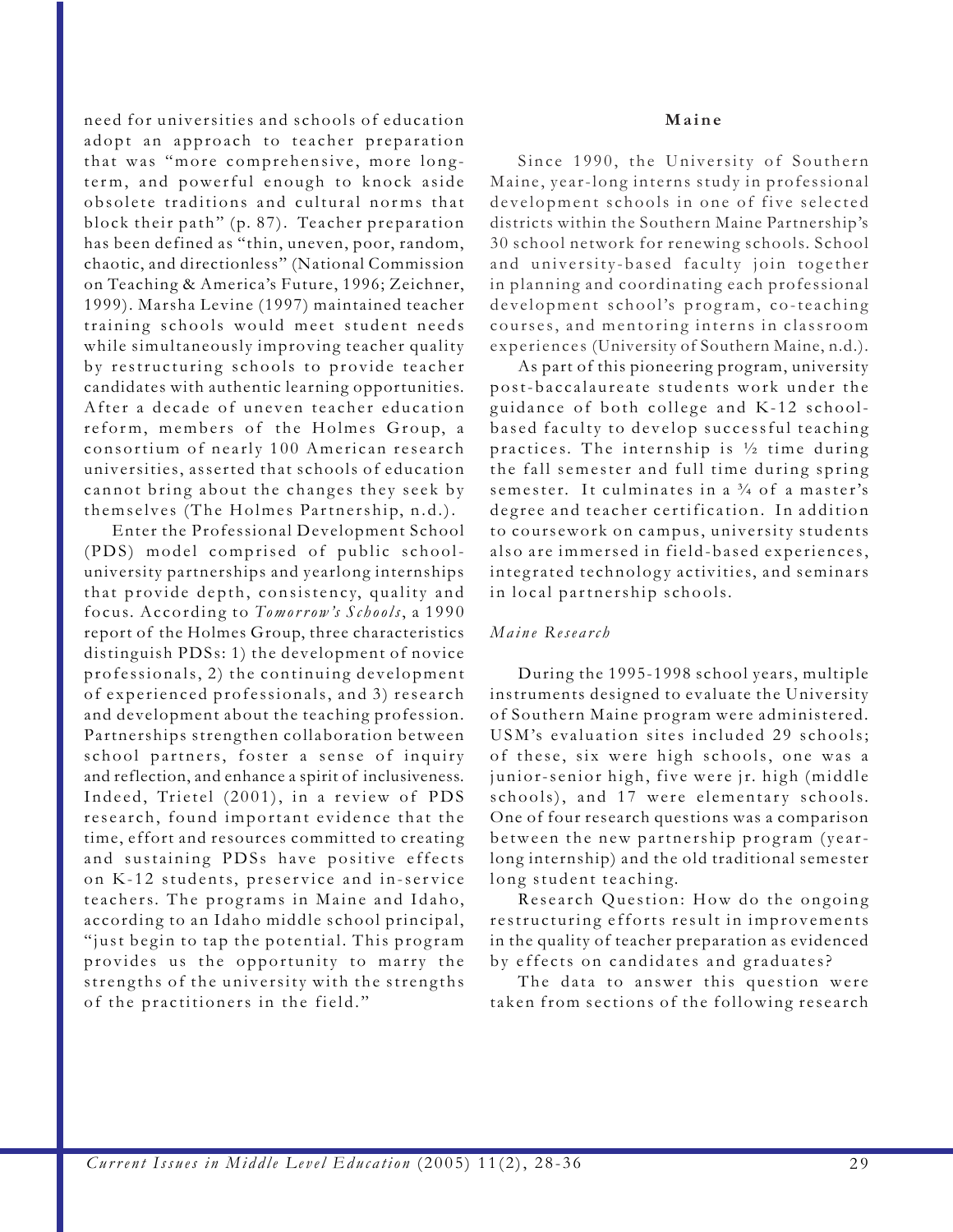need for universities and schools of education adopt an approach to teacher preparation that was "more comprehensive, more long-term, and powerful enough to knock aside obsolete traditions and cultural norms that block their path" (p. 87). Teacher preparation has been defined as "thin, uneven, poor, random, chaotic, and directionless" (National Commission on Teaching & America's Future, 1996; Zeichner, 1999). Marsha Levine (1997) maintained teacher training schools would meet student needs while simultaneously improving teacher quality by restructuring schools to provide teacher candidates with authentic learning opportunities. After a decade of uneven teacher education reform, members of the Holmes Group, a consortium of nearly 100 American research universities, asserted that schools of education cannot bring about the changes they seek by themselves (The Holmes Partnership, n.d.).

Enter the Professional Development School (PDS) model comprised of public school-university partnerships and yearlong internships that provide depth, consistency, quality and focus. According to *Tomorrow's Schools*, a 1990 report of the Holmes Group, three characteristics distinguish PDSs: 1) the development of novice professionals, 2) the continuing development of experienced professionals, and 3) research and development about the teaching profession. Partnerships strengthen collaboration between school partners, foster a sense of inquiry and reflection, and enhance a spirit of inclusiveness. Indeed, Trietel (2001), in a review of PDS research, found important evidence that the time, effort and resources committed to creating and sustaining PDSs have positive effects on K-12 students, preservice and in-service teachers. The programs in Maine and Idaho, according to an Idaho middle school principal, "just begin to tap the potential. This program provides us the opportunity to marry the strengths of the university with the strengths of the practitioners in the field."

## Maine

Since 1990, the University of Southern Maine, year-long interns study in professional development schools in one of five selected districts within the Southern Maine Partnership's 30 school network for renewing schools. School and university-based faculty join together in planning and coordinating each professional development school's program, co-teaching courses, and mentoring interns in classroom experiences (University of Southern Maine, n.d.).

As part of this pioneering program, university post-baccalaureate students work under the guidance of both college and K-12 school-based faculty to develop successful teaching practices. The internship is ½ time during the fall semester and full time during spring semester. It culminates in a ¾ of a master's degree and teacher certification. In addition to coursework on campus, university students also are immersed in field-based experiences, integrated technology activities, and seminars in local partnership schools.

### *Maine Research*

During the 1995-1998 school years, multiple instruments designed to evaluate the University of Southern Maine program were administered. USM's evaluation sites included 29 schools; of these, six were high schools, one was a junior-senior high, five were jr. high (middle schools), and 17 were elementary schools. One of four research questions was a comparison between the new partnership program (year-long internship) and the old traditional semester long student teaching.

Research Question: How do the ongoing restructuring efforts result in improvements in the quality of teacher preparation as evidenced by effects on candidates and graduates?

The data to answer this question were taken from sections of the following research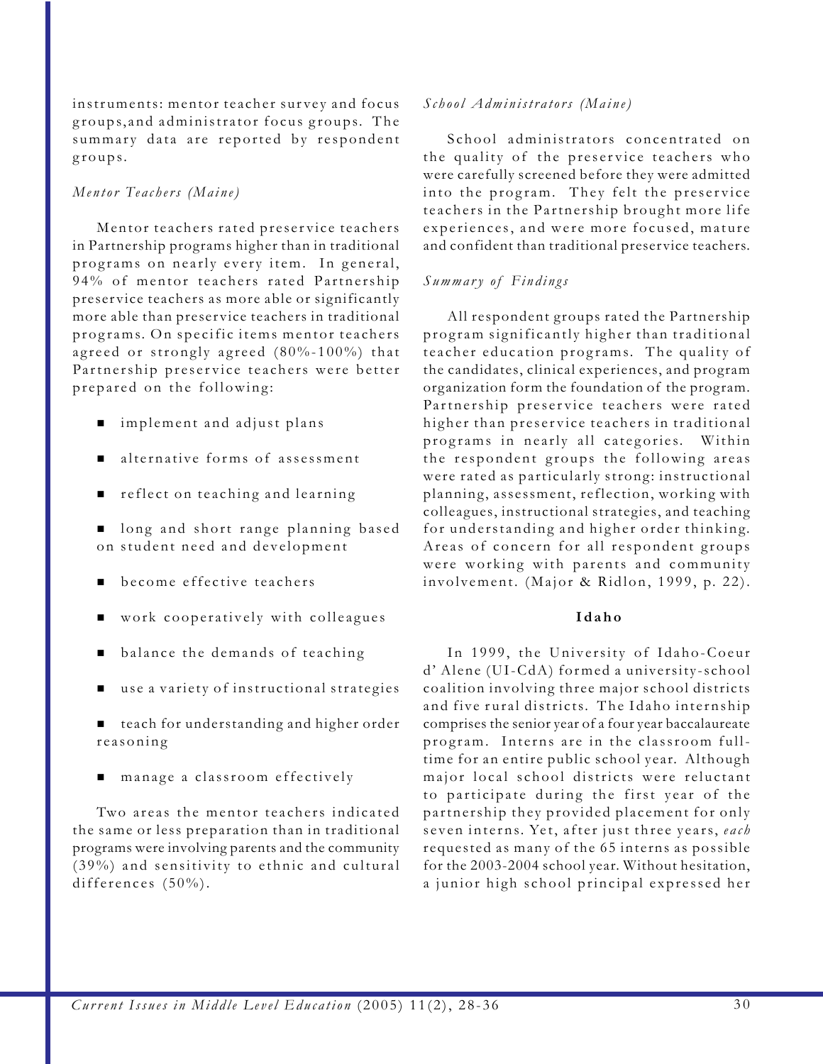instruments: mentor teacher survey and focus groups,and administrator focus groups. The summary data are reported by respondent groups.

*Mentor Teachers (Maine)*

Mentor teachers rated preservice teachers in Partnership programs higher than in traditional programs on nearly every item. In general, 94% of mentor teachers rated Partnership preservice teachers as more able or significantly more able than preservice teachers in traditional programs. On specific items mentor teachers agreed or strongly agreed (80%-100%) that Partnership preservice teachers were better prepared on the following:

- implement and adjust plans
- alternative forms of assessment
- reflect on teaching and learning
- long and short range planning based on student need and development
- become effective teachers
- work cooperatively with colleagues
- balance the demands of teaching
- use a variety of instructional strategies
- teach for understanding and higher order reasoning
- manage a classroom effectively

Two areas the mentor teachers indicated the same or less preparation than in traditional programs were involving parents and the community (39%) and sensitivity to ethnic and cultural differences (50%).

*School Administrators (Maine)*

School administrators concentrated on the quality of the preservice teachers who were carefully screened before they were admitted into the program. They felt the preservice teachers in the Partnership brought more life experiences, and were more focused, mature and confident than traditional preservice teachers.

*Summary of Findings*

All respondent groups rated the Partnership program significantly higher than traditional teacher education programs. The quality of the candidates, clinical experiences, and program organization form the foundation of the program. Partnership preservice teachers were rated higher than preservice teachers in traditional programs in nearly all categories. Within the respondent groups the following areas were rated as particularly strong: instructional planning, assessment, reflection, working with colleagues, instructional strategies, and teaching for understanding and higher order thinking. Areas of concern for all respondent groups were working with parents and community involvement. (Major & Ridlon, 1999, p. 22).

**Idaho**

In 1999, the University of Idaho-Coeur d' Alene (UI-CdA) formed a university-school coalition involving three major school districts and five rural districts. The Idaho internship comprises the senior year of a four year baccalaureate program. Interns are in the classroom full-time for an entire public school year. Although major local school districts were reluctant to participate during the first year of the partnership they provided placement for only seven interns. Yet, after just three years, *each* requested as many of the 65 interns as possible for the 2003-2004 school year. Without hesitation, a junior high school principal expressed her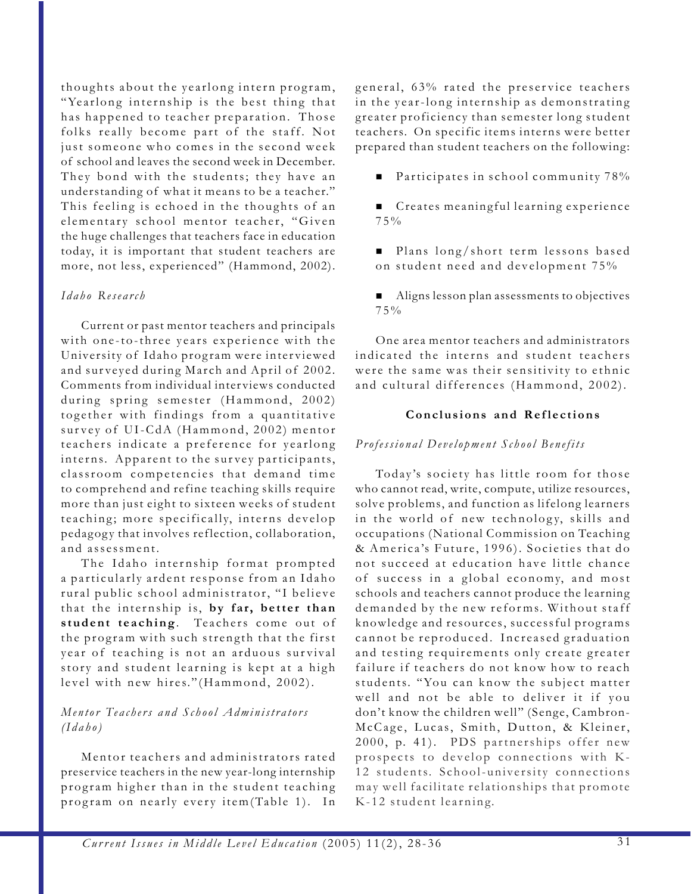thoughts about the yearlong intern program, "Yearlong internship is the best thing that has happened to teacher preparation. Those folks really become part of the staff. Not just someone who comes in the second week of school and leaves the second week in December. They bond with the students; they have an understanding of what it means to be a teacher." This feeling is echoed in the thoughts of an elementary school mentor teacher, "Given the huge challenges that teachers face in education today, it is important that student teachers are more, not less, experienced" (Hammond, 2002).

*Idaho Research*

Current or past mentor teachers and principals with one-to-three years experience with the University of Idaho program were interviewed and surveyed during March and April of 2002. Comments from individual interviews conducted during spring semester (Hammond, 2002) together with findings from a quantitative survey of UI-CdA (Hammond, 2002) mentor teachers indicate a preference for yearlong interns. Apparent to the survey participants, classroom competencies that demand time to comprehend and refine teaching skills require more than just eight to sixteen weeks of student teaching; more specifically, interns develop pedagogy that involves reflection, collaboration, and assessment.

The Idaho internship format prompted a particularly ardent response from an Idaho rural public school administrator, "I believe that the internship is, **by far, better than student teaching**. Teachers come out of the program with such strength that the first year of teaching is not an arduous survival story and student learning is kept at a high level with new hires."(Hammond, 2002).

*Mentor Teachers and School Administrators (Idaho)*

Mentor teachers and administrators rated preservice teachers in the new year-long internship program higher than in the student teaching program on nearly every item(Table 1). In general, 63% rated the preservice teachers in the year-long internship as demonstrating greater proficiency than semester long student teachers. On specific items interns were better prepared than student teachers on the following:

- Participates in school community 78%
- Creates meaningful learning experience 75%
- Plans long/short term lessons based on student need and development 75%
- Aligns lesson plan assessments to objectives 75%

One area mentor teachers and administrators indicated the interns and student teachers were the same was their sensitivity to ethnic and cultural differences (Hammond, 2002).

## Conclusions and Reflections

*Professional Development School Benefits*

Today's society has little room for those who cannot read, write, compute, utilize resources, solve problems, and function as lifelong learners in the world of new technology, skills and occupations (National Commission on Teaching & America's Future, 1996). Societies that do not succeed at education have little chance of success in a global economy, and most schools and teachers cannot produce the learning demanded by the new reforms. Without staff knowledge and resources, successful programs cannot be reproduced. Increased graduation and testing requirements only create greater failure if teachers do not know how to reach students. "You can know the subject matter well and not be able to deliver it if you don't know the children well" (Senge, Cambron-McCage, Lucas, Smith, Dutton, & Kleiner, 2000, p. 41). PDS partnerships offer new prospects to develop connections with K-12 students. School-university connections may well facilitate relationships that promote K-12 student learning.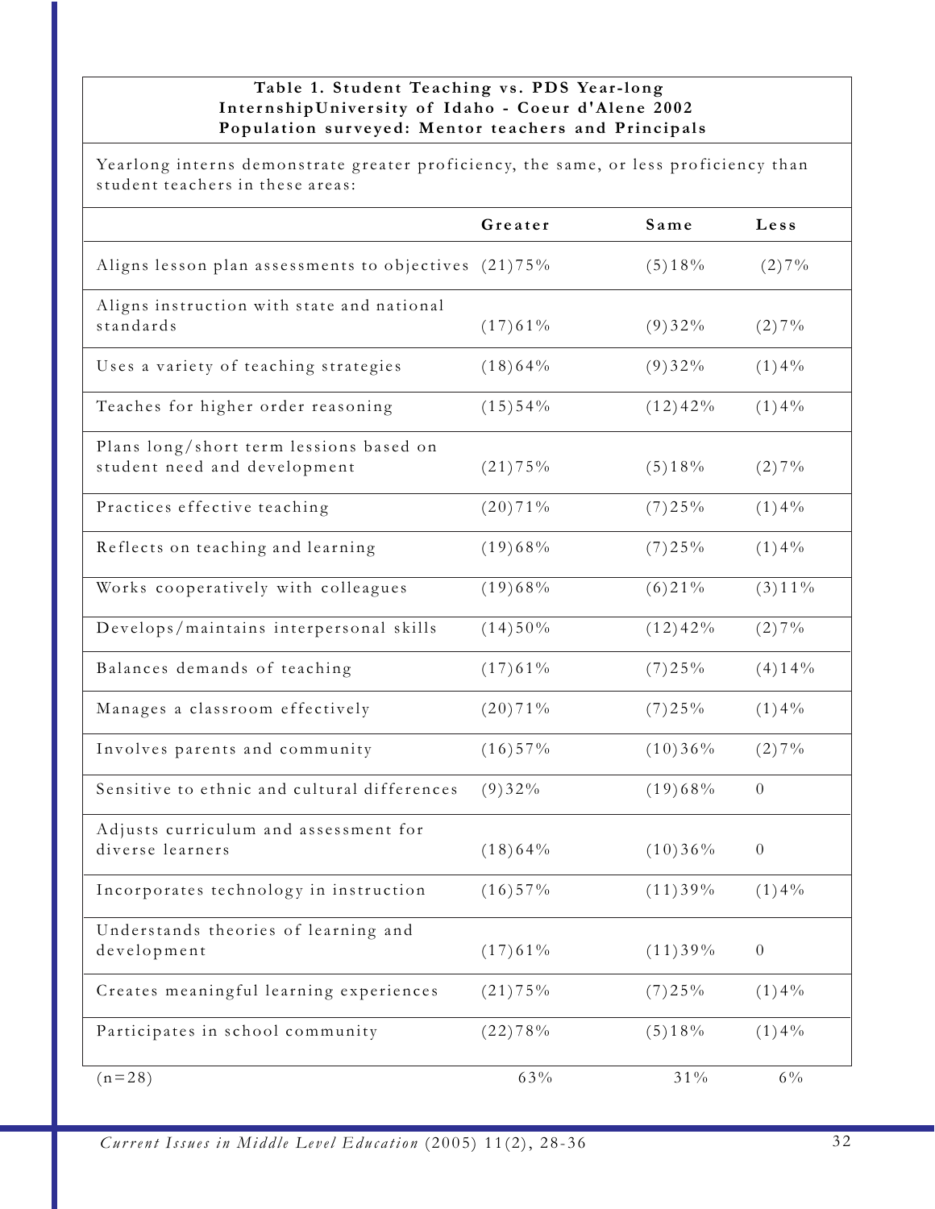**Table 1. Student Teaching vs. PDS Year-long InternshipUniversity of Idaho - Coeur d'Alene 2002**
**Population surveyed: Mentor teachers and Principals**

Yearlong interns demonstrate greater proficiency, the same, or less proficiency than student teachers in these areas:

| | Greater | Same | Less |
|---|---|---|---|
| Aligns lesson plan assessments to objectives | (21)75% | (5)18% | (2)7% |
| Aligns instruction with state and national standards | (17)61% | (9)32% | (2)7% |
| Uses a variety of teaching strategies | (18)64% | (9)32% | (1)4% |
| Teaches for higher order reasoning | (15)54% | (12)42% | (1)4% |
| Plans long/short term lessions based on student need and development | (21)75% | (5)18% | (2)7% |
| Practices effective teaching | (20)71% | (7)25% | (1)4% |
| Reflects on teaching and learning | (19)68% | (7)25% | (1)4% |
| Works cooperatively with colleagues | (19)68% | (6)21% | (3)11% |
| Develops/maintains interpersonal skills | (14)50% | (12)42% | (2)7% |
| Balances demands of teaching | (17)61% | (7)25% | (4)14% |
| Manages a classroom effectively | (20)71% | (7)25% | (1)4% |
| Involves parents and community | (16)57% | (10)36% | (2)7% |
| Sensitive to ethnic and cultural differences | (9)32% | (19)68% | 0 |
| Adjusts curriculum and assessment for diverse learners | (18)64% | (10)36% | 0 |
| Incorporates technology in instruction | (16)57% | (11)39% | (1)4% |
| Understands theories of learning and development | (17)61% | (11)39% | 0 |
| Creates meaningful learning experiences | (21)75% | (7)25% | (1)4% |
| Participates in school community | (22)78% | (5)18% | (1)4% |
| (n=28) | 63% | 31% | 6% |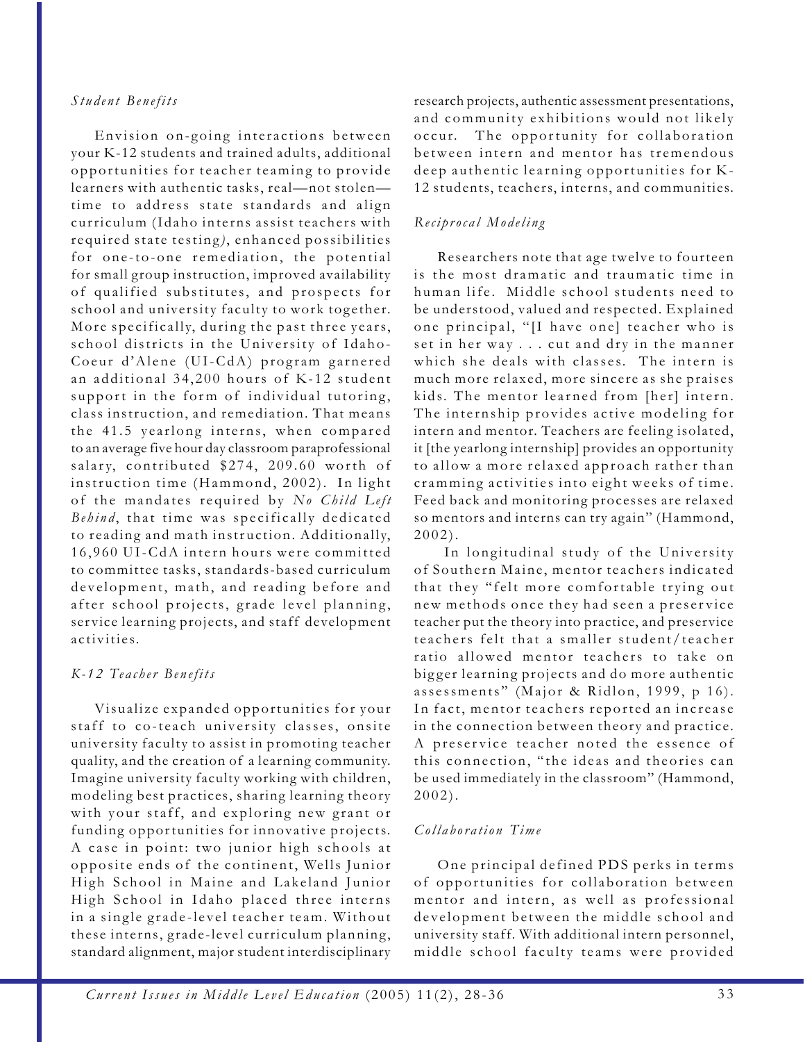*Student Benefits*

Envision on-going interactions between your K-12 students and trained adults, additional opportunities for teacher teaming to provide learners with authentic tasks, real—not stolen—time to address state standards and align curriculum (Idaho interns assist teachers with required state testing*)*, enhanced possibilities for one-to-one remediation, the potential for small group instruction, improved availability of qualified substitutes, and prospects for school and university faculty to work together. More specifically, during the past three years, school districts in the University of Idaho-Coeur d'Alene (UI-CdA) program garnered an additional 34,200 hours of K-12 student support in the form of individual tutoring, class instruction, and remediation. That means the 41.5 yearlong interns, when compared to an average five hour day classroom paraprofessional salary, contributed $274, 209.60 worth of instruction time (Hammond, 2002). In light of the mandates required by *No Child Left Behind*, that time was specifically dedicated to reading and math instruction. Additionally, 16,960 UI-CdA intern hours were committed to committee tasks, standards-based curriculum development, math, and reading before and after school projects, grade level planning, service learning projects, and staff development activities.

*K-12 Teacher Benefits*

Visualize expanded opportunities for your staff to co-teach university classes, onsite university faculty to assist in promoting teacher quality, and the creation of a learning community. Imagine university faculty working with children, modeling best practices, sharing learning theory with your staff, and exploring new grant or funding opportunities for innovative projects. A case in point: two junior high schools at opposite ends of the continent, Wells Junior High School in Maine and Lakeland Junior High School in Idaho placed three interns in a single grade-level teacher team. Without these interns, grade-level curriculum planning, standard alignment, major student interdisciplinary research projects, authentic assessment presentations, and community exhibitions would not likely occur. The opportunity for collaboration between intern and mentor has tremendous deep authentic learning opportunities for K-12 students, teachers, interns, and communities.

*Reciprocal Modeling*

Researchers note that age twelve to fourteen is the most dramatic and traumatic time in human life. Middle school students need to be understood, valued and respected. Explained one principal, "[I have one] teacher who is set in her way . . . cut and dry in the manner which she deals with classes. The intern is much more relaxed, more sincere as she praises kids. The mentor learned from [her] intern. The internship provides active modeling for intern and mentor. Teachers are feeling isolated, it [the yearlong internship] provides an opportunity to allow a more relaxed approach rather than cramming activities into eight weeks of time. Feed back and monitoring processes are relaxed so mentors and interns can try again" (Hammond, 2002).

In longitudinal study of the University of Southern Maine, mentor teachers indicated that they "felt more comfortable trying out new methods once they had seen a preservice teacher put the theory into practice, and preservice teachers felt that a smaller student/teacher ratio allowed mentor teachers to take on bigger learning projects and do more authentic assessments" (Major & Ridlon, 1999, p 16). In fact, mentor teachers reported an increase in the connection between theory and practice. A preservice teacher noted the essence of this connection, "the ideas and theories can be used immediately in the classroom" (Hammond, 2002).

*Collaboration Time*

One principal defined PDS perks in terms of opportunities for collaboration between mentor and intern, as well as professional development between the middle school and university staff. With additional intern personnel, middle school faculty teams were provided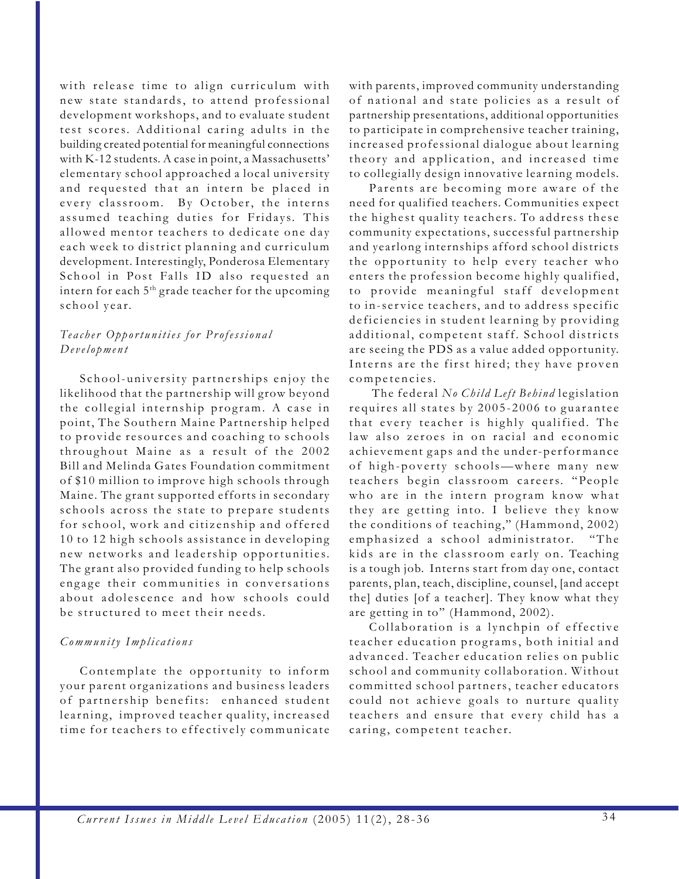with release time to align curriculum with new state standards, to attend professional development workshops, and to evaluate student test scores. Additional caring adults in the building created potential for meaningful connections with K-12 students. A case in point, a Massachusetts' elementary school approached a local university and requested that an intern be placed in every classroom. By October, the interns assumed teaching duties for Fridays. This allowed mentor teachers to dedicate one day each week to district planning and curriculum development. Interestingly, Ponderosa Elementary School in Post Falls ID also requested an intern for each 5th grade teacher for the upcoming school year.

*Teacher Opportunities for Professional Development*

School-university partnerships enjoy the likelihood that the partnership will grow beyond the collegial internship program. A case in point, The Southern Maine Partnership helped to provide resources and coaching to schools throughout Maine as a result of the 2002 Bill and Melinda Gates Foundation commitment of $10 million to improve high schools through Maine. The grant supported efforts in secondary schools across the state to prepare students for school, work and citizenship and offered 10 to 12 high schools assistance in developing new networks and leadership opportunities. The grant also provided funding to help schools engage their communities in conversations about adolescence and how schools could be structured to meet their needs.

*Community Implications*

Contemplate the opportunity to inform your parent organizations and business leaders of partnership benefits: enhanced student learning, improved teacher quality, increased time for teachers to effectively communicate with parents, improved community understanding of national and state policies as a result of partnership presentations, additional opportunities to participate in comprehensive teacher training, increased professional dialogue about learning theory and application, and increased time to collegially design innovative learning models.

Parents are becoming more aware of the need for qualified teachers. Communities expect the highest quality teachers. To address these community expectations, successful partnership and yearlong internships afford school districts the opportunity to help every teacher who enters the profession become highly qualified, to provide meaningful staff development to in-service teachers, and to address specific deficiencies in student learning by providing additional, competent staff. School districts are seeing the PDS as a value added opportunity. Interns are the first hired; they have proven competencies.

The federal *No Child Left Behind* legislation requires all states by 2005-2006 to guarantee that every teacher is highly qualified. The law also zeroes in on racial and economic achievement gaps and the under-performance of high-poverty schools—where many new teachers begin classroom careers. "People who are in the intern program know what they are getting into. I believe they know the conditions of teaching," (Hammond, 2002) emphasized a school administrator. "The kids are in the classroom early on. Teaching is a tough job. Interns start from day one, contact parents, plan, teach, discipline, counsel, [and accept the] duties [of a teacher]. They know what they are getting in to" (Hammond, 2002).

Collaboration is a lynchpin of effective teacher education programs, both initial and advanced. Teacher education relies on public school and community collaboration. Without committed school partners, teacher educators could not achieve goals to nurture quality teachers and ensure that every child has a caring, competent teacher.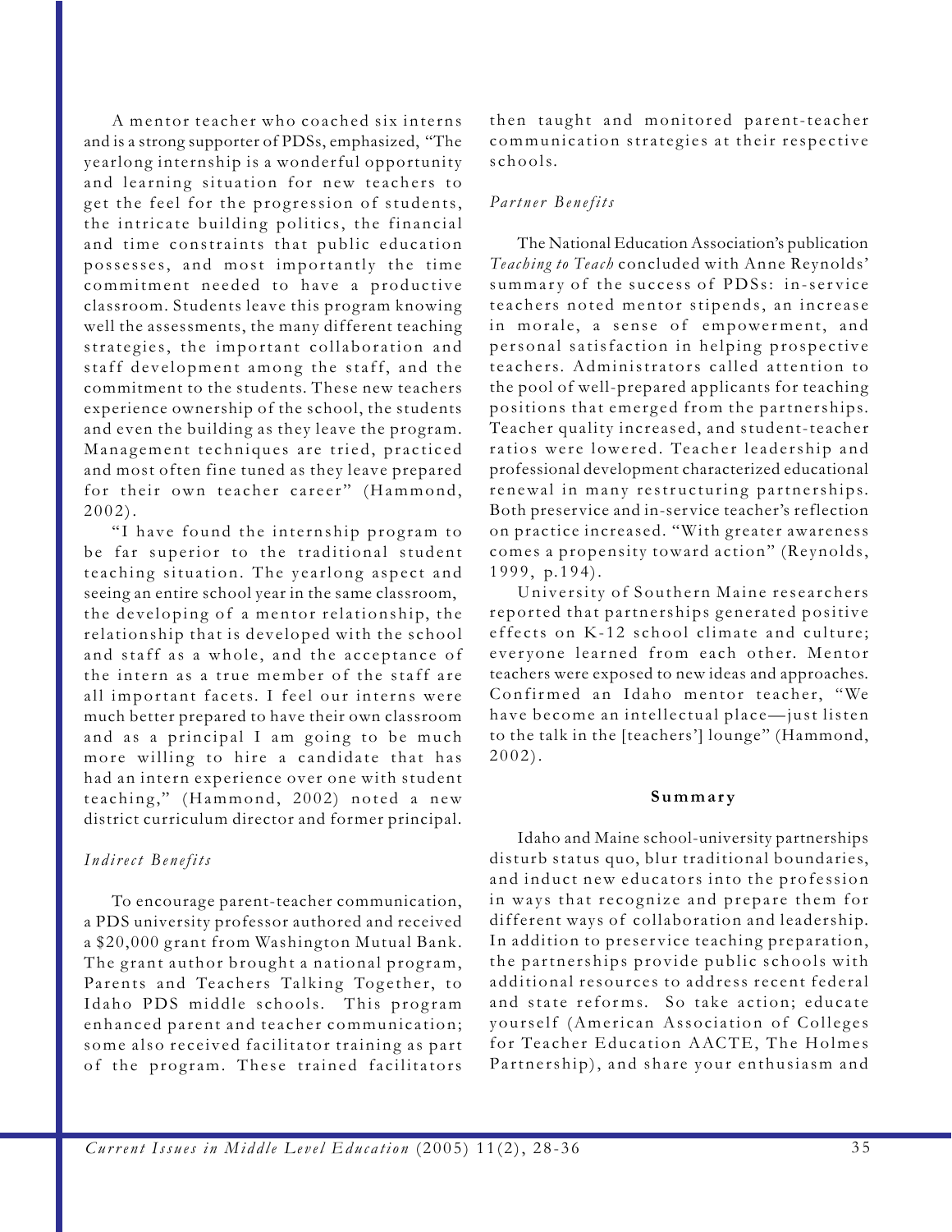A mentor teacher who coached six interns and is a strong supporter of PDSs, emphasized, "The yearlong internship is a wonderful opportunity and learning situation for new teachers to get the feel for the progression of students, the intricate building politics, the financial and time constraints that public education possesses, and most importantly the time commitment needed to have a productive classroom. Students leave this program knowing well the assessments, the many different teaching strategies, the important collaboration and staff development among the staff, and the commitment to the students. These new teachers experience ownership of the school, the students and even the building as they leave the program. Management techniques are tried, practiced and most often fine tuned as they leave prepared for their own teacher career" (Hammond, 2002).

"I have found the internship program to be far superior to the traditional student teaching situation. The yearlong aspect and seeing an entire school year in the same classroom, the developing of a mentor relationship, the relationship that is developed with the school and staff as a whole, and the acceptance of the intern as a true member of the staff are all important facets. I feel our interns were much better prepared to have their own classroom and as a principal I am going to be much more willing to hire a candidate that has had an intern experience over one with student teaching," (Hammond, 2002) noted a new district curriculum director and former principal.

*Indirect Benefits*

To encourage parent-teacher communication, a PDS university professor authored and received a $20,000 grant from Washington Mutual Bank. The grant author brought a national program, Parents and Teachers Talking Together, to Idaho PDS middle schools. This program enhanced parent and teacher communication; some also received facilitator training as part of the program. These trained facilitators then taught and monitored parent-teacher communication strategies at their respective schools.

*Partner Benefits*

The National Education Association's publication *Teaching to Teach* concluded with Anne Reynolds' summary of the success of PDSs: in-service teachers noted mentor stipends, an increase in morale, a sense of empowerment, and personal satisfaction in helping prospective teachers. Administrators called attention to the pool of well-prepared applicants for teaching positions that emerged from the partnerships. Teacher quality increased, and student-teacher ratios were lowered. Teacher leadership and professional development characterized educational renewal in many restructuring partnerships. Both preservice and in-service teacher's reflection on practice increased. "With greater awareness comes a propensity toward action" (Reynolds, 1999, p.194).

University of Southern Maine researchers reported that partnerships generated positive effects on K-12 school climate and culture; everyone learned from each other. Mentor teachers were exposed to new ideas and approaches. Confirmed an Idaho mentor teacher, "We have become an intellectual place—just listen to the talk in the [teachers'] lounge" (Hammond, 2002).

## Summary

Idaho and Maine school-university partnerships disturb status quo, blur traditional boundaries, and induct new educators into the profession in ways that recognize and prepare them for different ways of collaboration and leadership. In addition to preservice teaching preparation, the partnerships provide public schools with additional resources to address recent federal and state reforms. So take action; educate yourself (American Association of Colleges for Teacher Education AACTE, The Holmes Partnership), and share your enthusiasm and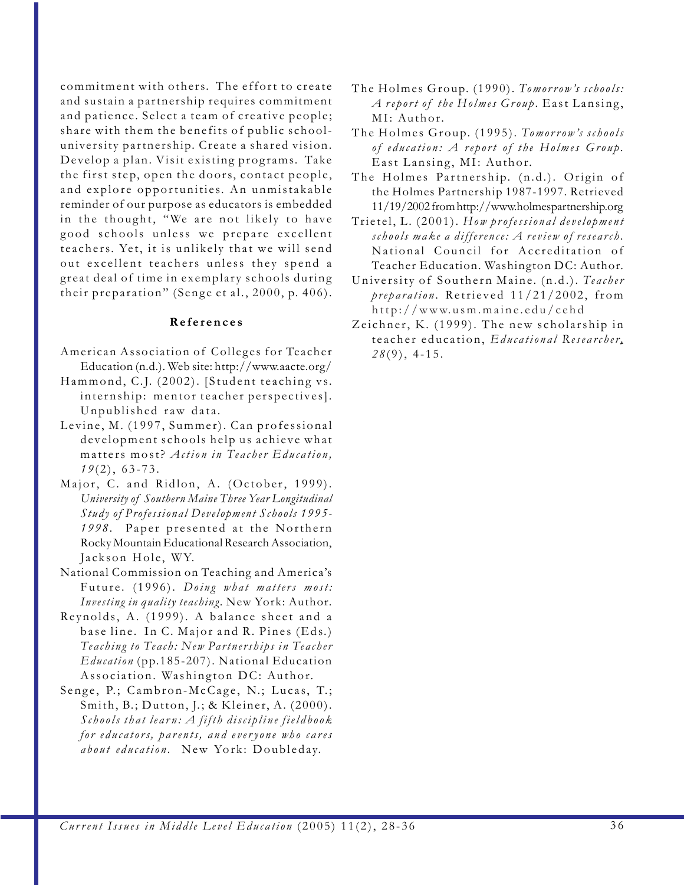commitment with others. The effort to create and sustain a partnership requires commitment and patience. Select a team of creative people; share with them the benefits of public school-university partnership. Create a shared vision. Develop a plan. Visit existing programs. Take the first step, open the doors, contact people, and explore opportunities. An unmistakable reminder of our purpose as educators is embedded in the thought, "We are not likely to have good schools unless we prepare excellent teachers. Yet, it is unlikely that we will send out excellent teachers unless they spend a great deal of time in exemplary schools during their preparation" (Senge et al., 2000, p. 406).

## References

American Association of Colleges for Teacher Education (n.d.). Web site: http://www.aacte.org/

Hammond, C.J. (2002). [Student teaching vs. internship: mentor teacher perspectives]. Unpublished raw data.

Levine, M. (1997, Summer). Can professional development schools help us achieve what matters most? *Action in Teacher Education, 19*(2), 63-73.

Major, C. and Ridlon, A. (October, 1999). *University of Southern Maine Three Year Longitudinal Study of Professional Development Schools 1995-1998*. Paper presented at the Northern Rocky Mountain Educational Research Association, Jackson Hole, WY.

National Commission on Teaching and America's Future. (1996). *Doing what matters most: Investing in quality teaching*. New York: Author.

Reynolds, A. (1999). A balance sheet and a base line. In C. Major and R. Pines (Eds.) *Teaching to Teach: New Partnerships in Teacher Education* (pp.185-207). National Education Association. Washington DC: Author.

Senge, P.; Cambron-McCage, N.; Lucas, T.; Smith, B.; Dutton, J.; & Kleiner, A. (2000). *Schools that learn: A fifth discipline fieldbook for educators, parents, and everyone who cares about education*. New York: Doubleday.

The Holmes Group. (1990). *Tomorrow's schools: A report of the Holmes Group*. East Lansing, MI: Author.

The Holmes Group. (1995). *Tomorrow's schools of education: A report of the Holmes Group*. East Lansing, MI: Author.

The Holmes Partnership. (n.d.). Origin of the Holmes Partnership 1987-1997. Retrieved 11/19/2002 from http://www.holmespartnership.org

Trietel, L. (2001). *How professional development schools make a difference: A review of research*. National Council for Accreditation of Teacher Education. Washington DC: Author.

University of Southern Maine. (n.d.). *Teacher preparation*. Retrieved 11/21/2002, from http://www.usm.maine.edu/cehd

Zeichner, K. (1999). The new scholarship in teacher education, *Educational Researcher, 28*(9), 4-15.